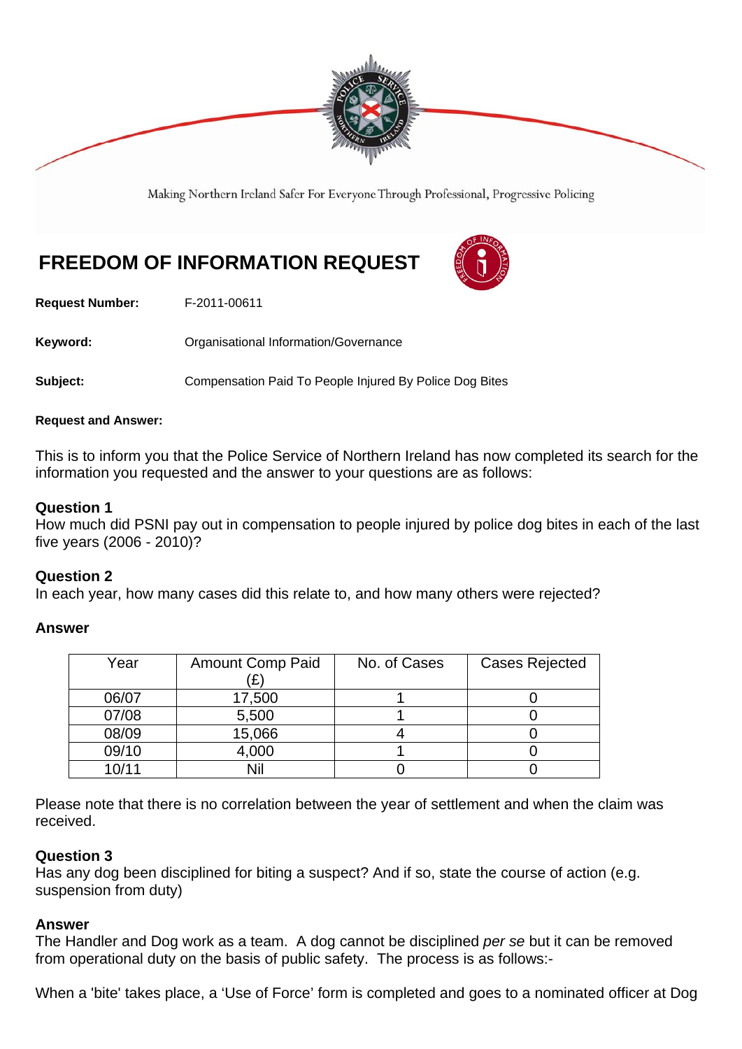Making Northern Ireland Safer For Everyone Through Professional, Progressive Policing

# FREEDOM OF INFORMATION REQUEST

**Request Number:** F-2011-00611

**Keyword:** Organisational Information/Governance

**Subject:** Compensation Paid To People Injured By Police Dog Bites

**Request and Answer:**

This is to inform you that the Police Service of Northern Ireland has now completed its search for the information you requested and the answer to your questions are as follows:

**Question 1**
How much did PSNI pay out in compensation to people injured by police dog bites in each of the last five years (2006 - 2010)?

**Question 2**
In each year, how many cases did this relate to, and how many others were rejected?

**Answer**

| Year | Amount Comp Paid (£) | No. of Cases | Cases Rejected |
|---|---|---|---|
| 06/07 | 17,500 | 1 | 0 |
| 07/08 | 5,500 | 1 | 0 |
| 08/09 | 15,066 | 4 | 0 |
| 09/10 | 4,000 | 1 | 0 |
| 10/11 | Nil | 0 | 0 |

Please note that there is no correlation between the year of settlement and when the claim was received.

**Question 3**
Has any dog been disciplined for biting a suspect? And if so, state the course of action (e.g. suspension from duty)

**Answer**
The Handler and Dog work as a team. A dog cannot be disciplined *per se* but it can be removed from operational duty on the basis of public safety. The process is as follows:-

When a 'bite' takes place, a 'Use of Force' form is completed and goes to a nominated officer at Dog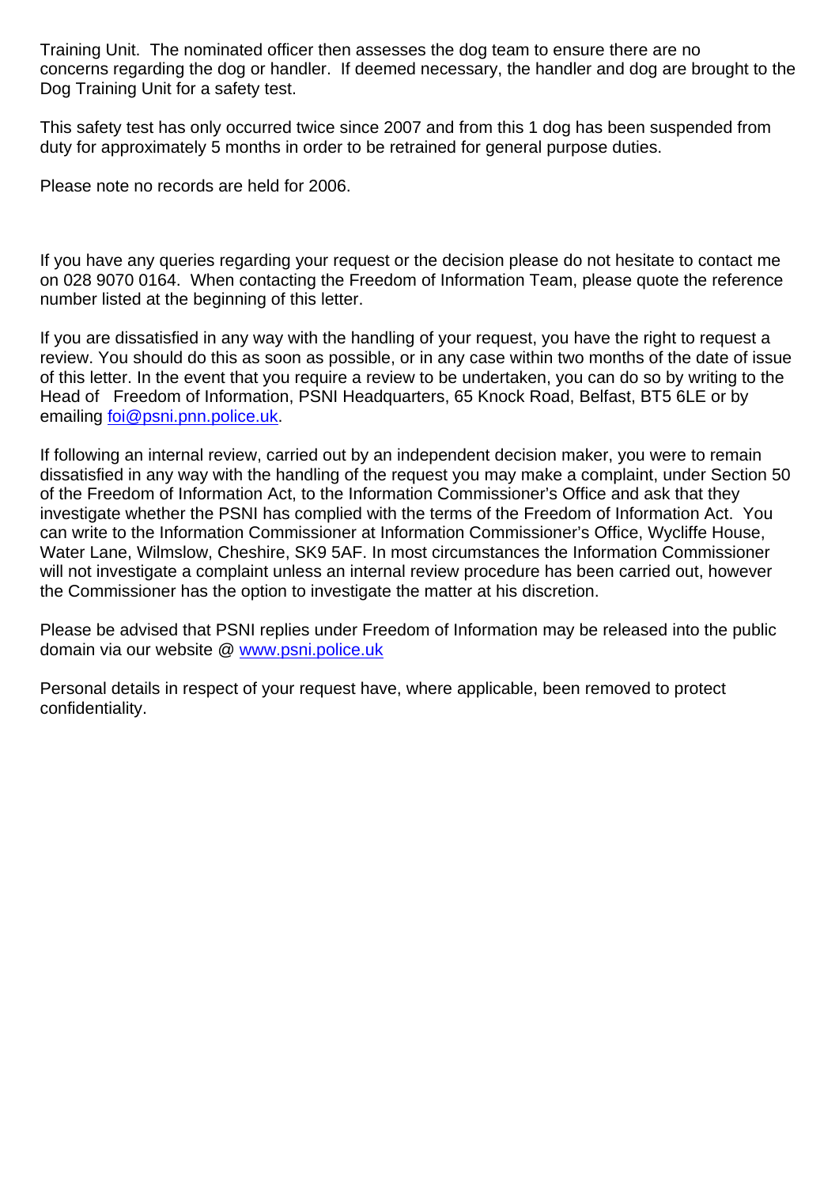Training Unit. The nominated officer then assesses the dog team to ensure there are no concerns regarding the dog or handler. If deemed necessary, the handler and dog are brought to the Dog Training Unit for a safety test.

This safety test has only occurred twice since 2007 and from this 1 dog has been suspended from duty for approximately 5 months in order to be retrained for general purpose duties.

Please note no records are held for 2006.

If you have any queries regarding your request or the decision please do not hesitate to contact me on 028 9070 0164. When contacting the Freedom of Information Team, please quote the reference number listed at the beginning of this letter.

If you are dissatisfied in any way with the handling of your request, you have the right to request a review. You should do this as soon as possible, or in any case within two months of the date of issue of this letter. In the event that you require a review to be undertaken, you can do so by writing to the Head of Freedom of Information, PSNI Headquarters, 65 Knock Road, Belfast, BT5 6LE or by emailing [foi@psni.pnn.police.uk](mailto:foi@psni.pnn.police.uk).

If following an internal review, carried out by an independent decision maker, you were to remain dissatisfied in any way with the handling of the request you may make a complaint, under Section 50 of the Freedom of Information Act, to the Information Commissioner's Office and ask that they investigate whether the PSNI has complied with the terms of the Freedom of Information Act. You can write to the Information Commissioner at Information Commissioner's Office, Wycliffe House, Water Lane, Wilmslow, Cheshire, SK9 5AF. In most circumstances the Information Commissioner will not investigate a complaint unless an internal review procedure has been carried out, however the Commissioner has the option to investigate the matter at his discretion.

Please be advised that PSNI replies under Freedom of Information may be released into the public domain via our website @ [www.psni.police.uk](http://www.psni.police.uk)

Personal details in respect of your request have, where applicable, been removed to protect confidentiality.